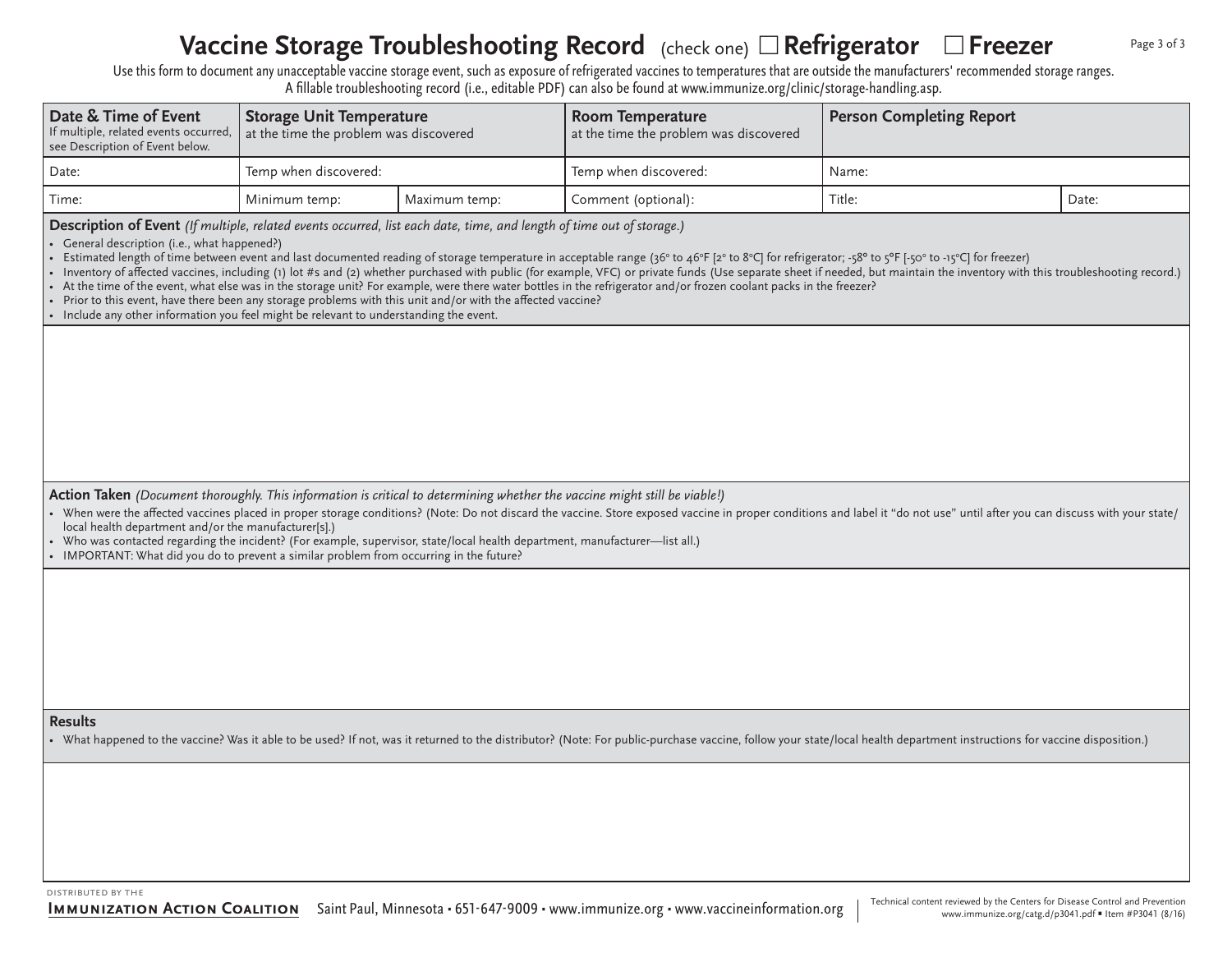# Vaccine Storage Troubleshooting Record (check one) ☐ Refrigerator ☐ Freezer

Use this form to document any unacceptable vaccine storage event, such as exposure of refrigerated vaccines to temperatures that are outside the manufacturers' recommended storage ranges. A fillable troubleshooting record (i.e., editable PDF) can also be found at www.immunize.org/clinic/storage-handling.asp.

| **Date & Time of Event** If multiple, related events occurred, see Description of Event below. | **Storage Unit Temperature** at the time the problem was discovered | | **Room Temperature** at the time the problem was discovered | **Person Completing Report** | |
|---|---|---|---|---|---|
| Date: | Temp when discovered: | | Temp when discovered: | Name: | |
| Time: | Minimum temp: | Maximum temp: | Comment (optional): | Title: | Date: |

**Description of Event** *(If multiple, related events occurred, list each date, time, and length of time out of storage.)*

- General description (i.e., what happened?)
- Estimated length of time between event and last documented reading of storage temperature in acceptable range (36° to 46°F [2° to 8°C] for refrigerator; -58° to 5°F [-50° to -15°C] for freezer)
- Inventory of affected vaccines, including (1) lot #s and (2) whether purchased with public (for example, VFC) or private funds (Use separate sheet if needed, but maintain the inventory with this troubleshooting record.)
- At the time of the event, what else was in the storage unit? For example, were there water bottles in the refrigerator and/or frozen coolant packs in the freezer?
- Prior to this event, have there been any storage problems with this unit and/or with the affected vaccine?
- Include any other information you feel might be relevant to understanding the event.

**Action Taken** *(Document thoroughly. This information is critical to determining whether the vaccine might still be viable!)*

- When were the affected vaccines placed in proper storage conditions? (Note: Do not discard the vaccine. Store exposed vaccine in proper conditions and label it "do not use" until after you can discuss with your state/local health department and/or the manufacturer[s].)
- Who was contacted regarding the incident? (For example, supervisor, state/local health department, manufacturer—list all.)
- IMPORTANT: What did you do to prevent a similar problem from occurring in the future?

**Results**

- What happened to the vaccine? Was it able to be used? If not, was it returned to the distributor? (Note: For public-purchase vaccine, follow your state/local health department instructions for vaccine disposition.)

Distributed by the **Immunization Action Coalition** Saint Paul, Minnesota • 651-647-9009 • www.immunize.org • www.vaccineinformation.org

Technical content reviewed by the Centers for Disease Control and Prevention
www.immunize.org/catg.d/p3041.pdf • Item #P3041 (8/16)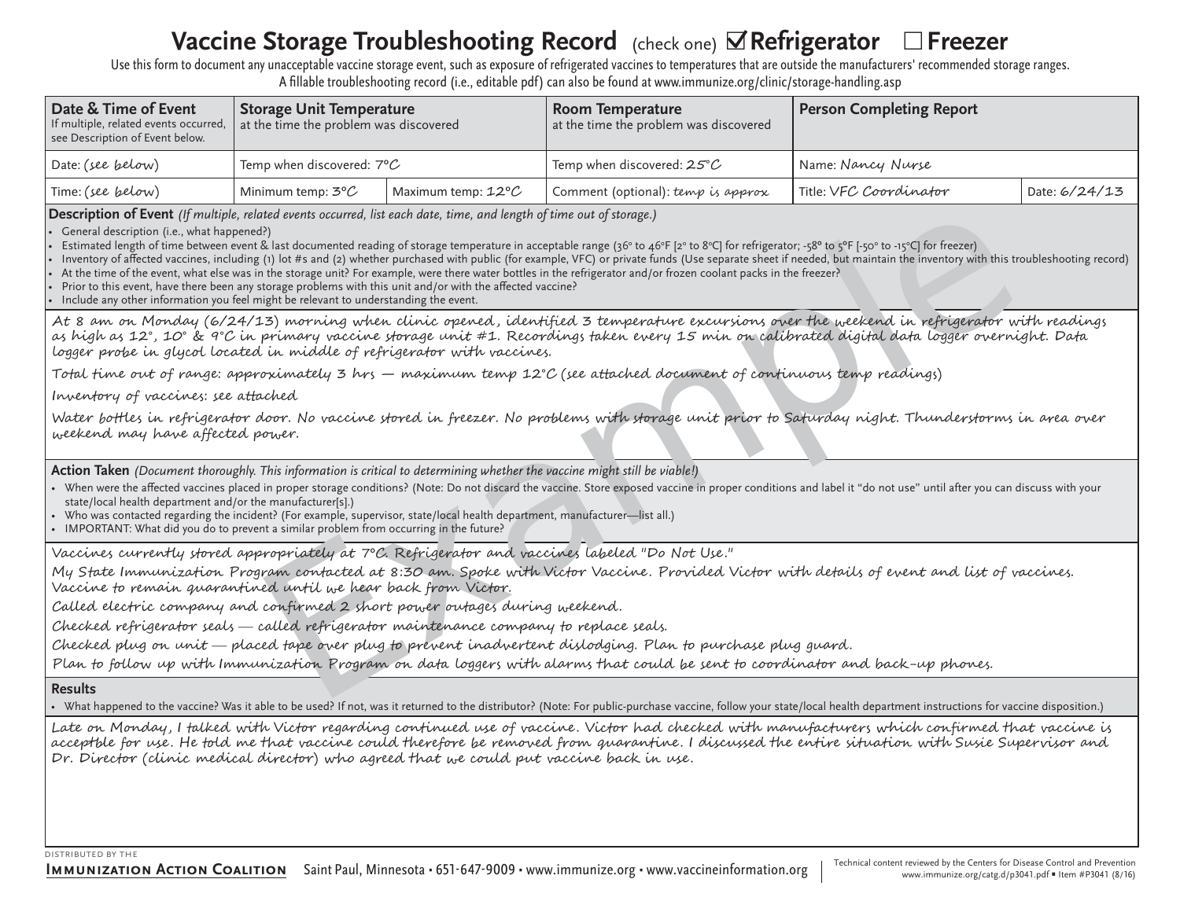# Vaccine Storage Troubleshooting Record (check one) ☑ Refrigerator ☐ Freezer

Use this form to document any unacceptable vaccine storage event, such as exposure of refrigerated vaccines to temperatures that are outside the manufacturers' recommended storage ranges.
A fillable troubleshooting record (i.e., editable pdf) can also be found at www.immunize.org/clinic/storage-handling.asp

| **Date & Time of Event** If multiple, related events occurred, see Description of Event below. | **Storage Unit Temperature** at the time the problem was discovered | | **Room Temperature** at the time the problem was discovered | **Person Completing Report** | |
|---|---|---|---|---|---|
| Date: *(see below)* | Temp when discovered: *7°C* | | Temp when discovered: *25°C* | Name: *Nancy Nurse* | |
| Time: *(see below)* | Minimum temp: *3°C* | Maximum temp: *12°C* | Comment (optional): *temp is approx* | Title: *VFC Coordinator* | Date: *6/24/13* |

**Description of Event** *(If multiple, related events occurred, list each date, time, and length of time out of storage.)*

- General description (i.e., what happened?)
- Estimated length of time between event & last documented reading of storage temperature in acceptable range (36° to 46°F [2° to 8°C] for refrigerator; -58° to 5°F [-50° to -15°C] for freezer)
- Inventory of affected vaccines, including (1) lot #s and (2) whether purchased with public (for example, VFC) or private funds (Use separate sheet if needed, but maintain the inventory with this troubleshooting record)
- At the time of the event, what else was in the storage unit? For example, were there water bottles in the refrigerator and/or frozen coolant packs in the freezer?
- Prior to this event, have there been any storage problems with this unit and/or with the affected vaccine?
- Include any other information you feel might be relevant to understanding the event.

*At 8 am on Monday (6/24/13) morning when clinic opened, identified 3 temperature excursions over the weekend in refrigerator with readings as high as 12°, 10° & 9°C in primary vaccine storage unit #1. Recordings taken every 15 min on calibrated digital data logger overnight. Data logger probe in glycol located in middle of refrigerator with vaccines.*

*Total time out of range: approximately 3 hrs — maximum temp 12°C (see attached document of continuous temp readings)*

*Inventory of vaccines: see attached*

*Water bottles in refrigerator door. No vaccine stored in freezer. No problems with storage unit prior to Saturday night. Thunderstorms in area over weekend may have affected power.*

**Action Taken** *(Document thoroughly. This information is critical to determining whether the vaccine might still be viable!)*

- When were the affected vaccines placed in proper storage conditions? (Note: Do not discard the vaccine. Store exposed vaccine in proper conditions and label it "do not use" until after you can discuss with your state/local health department and/or the manufacturer[s].)
- Who was contacted regarding the incident? (For example, supervisor, state/local health department, manufacturer—list all.)
- IMPORTANT: What did you do to prevent a similar problem from occurring in the future?

*Vaccines currently stored appropriately at 7°C. Refrigerator and vaccines labeled "Do Not Use."*

*My State Immunization Program contacted at 8:30 am. Spoke with Victor Vaccine. Provided Victor with details of event and list of vaccines. Vaccine to remain quarantined until we hear back from Victor.*

*Called electric company and confirmed 2 short power outages during weekend.*

*Checked refrigerator seals — called refrigerator maintenance company to replace seals.*

*Checked plug on unit — placed tape over plug to prevent inadvertent dislodging. Plan to purchase plug guard.*

*Plan to follow up with Immunization Program on data loggers with alarms that could be sent to coordinator and back-up phones.*

**Results**

- What happened to the vaccine? Was it able to be used? If not, was it returned to the distributor? (Note: For public-purchase vaccine, follow your state/local health department instructions for vaccine disposition.)

*Late on Monday, I talked with Victor regarding continued use of vaccine. Victor had checked with manufacturers which confirmed that vaccine is acceptble for use. He told me that vaccine could therefore be removed from quarantine. I discussed the entire situation with Susie Supervisor and Dr. Director (clinic medical director) who agreed that we could put vaccine back in use.*

DISTRIBUTED BY THE **Immunization Action Coalition** Saint Paul, Minnesota • 651-647-9009 • www.immunize.org • www.vaccineinformation.org

Technical content reviewed by the Centers for Disease Control and Prevention www.immunize.org/catg.d/p3041.pdf • Item #P3041 (8/16)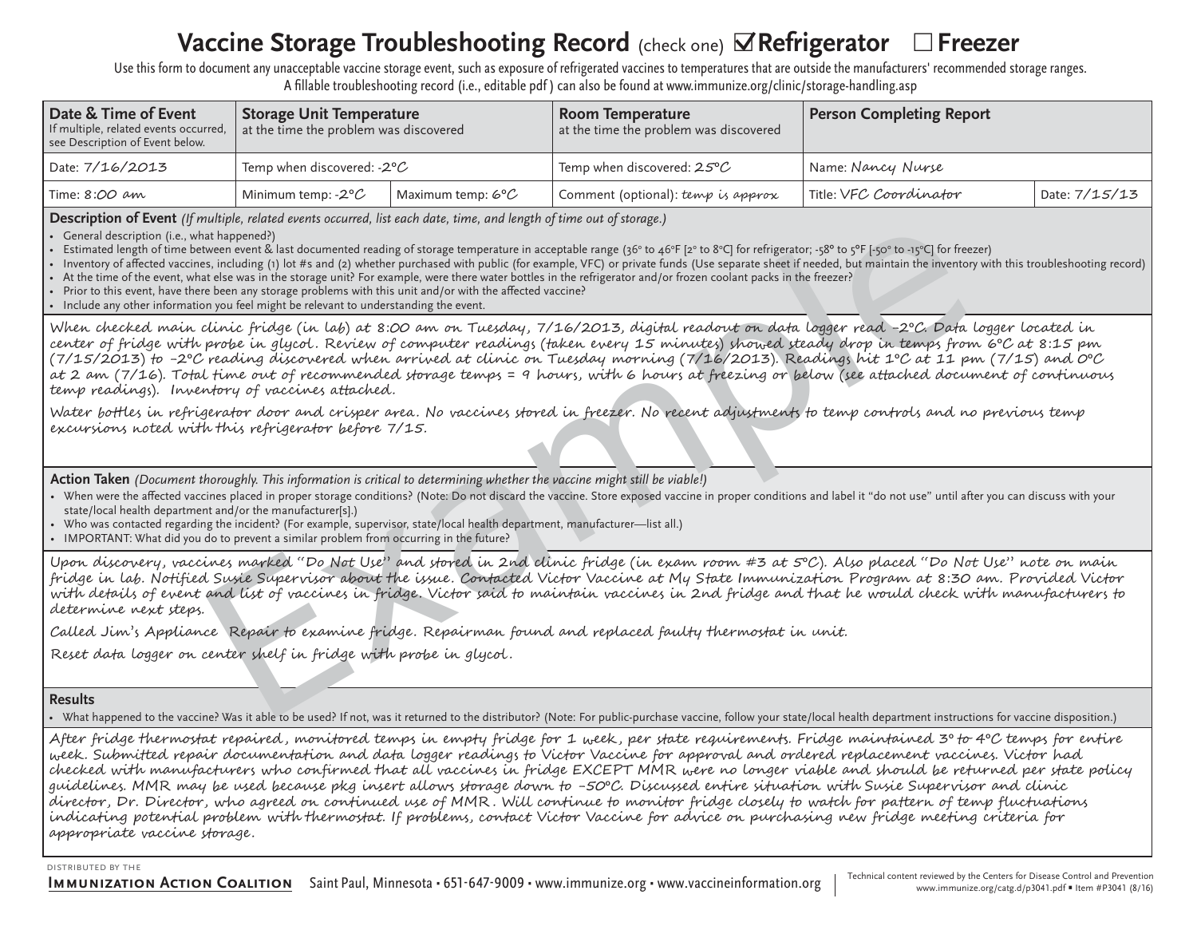# Vaccine Storage Troubleshooting Record (check one) ☑ Refrigerator ☐ Freezer

Use this form to document any unacceptable vaccine storage event, such as exposure of refrigerated vaccines to temperatures that are outside the manufacturers' recommended storage ranges. A fillable troubleshooting record (i.e., editable pdf) can also be found at www.immunize.org/clinic/storage-handling.asp

| **Date & Time of Event** If multiple, related events occurred, see Description of Event below. | **Storage Unit Temperature** at the time the problem was discovered | | **Room Temperature** at the time the problem was discovered | **Person Completing Report** | |
|---|---|---|---|---|---|
| Date: 7/16/2013 | Temp when discovered: -2°C | | Temp when discovered: 25°C | Name: Nancy Nurse | |
| Time: 8:00 am | Minimum temp: -2°C | Maximum temp: 6°C | Comment (optional): temp is approx | Title: VFC Coordinator | Date: 7/15/13 |

**Description of Event** *(If multiple, related events occurred, list each date, time, and length of time out of storage.)*

- General description (i.e., what happened?)
- Estimated length of time between event & last documented reading of storage temperature in acceptable range (36° to 46°F [2° to 8°C] for refrigerator; -58° to 5°F [-50° to -15°C] for freezer)
- Inventory of affected vaccines, including (1) lot #s and (2) whether purchased with public (for example, VFC) or private funds (Use separate sheet if needed, but maintain the inventory with this troubleshooting record)
- At the time of the event, what else was in the storage unit? For example, were there water bottles in the refrigerator and/or frozen coolant packs in the freezer?
- Prior to this event, have there been any storage problems with this unit and/or with the affected vaccine?
- Include any other information you feel might be relevant to understanding the event.

When checked main clinic fridge (in lab) at 8:00 am on Tuesday, 7/16/2013, digital readout on data logger read -2°C. Data logger located in center of fridge with probe in glycol. Review of computer readings (taken every 15 minutes) showed steady drop in temps from 6°C at 8:15 pm (7/15/2013) to -2°C reading discovered when arrived at clinic on Tuesday morning (7/16/2013). Readings hit 1°C at 11 pm (7/15) and 0°C at 2 am (7/16). Total time out of recommended storage temps = 9 hours, with 6 hours at freezing or below (see attached document of continuous temp readings). Inventory of vaccines attached.

Water bottles in refrigerator door and crisper area. No vaccines stored in freezer. No recent adjustments to temp controls and no previous temp excursions noted with this refrigerator before 7/15.

**Action Taken** *(Document thoroughly. This information is critical to determining whether the vaccine might still be viable!)*

- When were the affected vaccines placed in proper storage conditions? (Note: Do not discard the vaccine. Store exposed vaccine in proper conditions and label it "do not use" until after you can discuss with your state/local health department and/or the manufacturer[s].)
- Who was contacted regarding the incident? (For example, supervisor, state/local health department, manufacturer—list all.)
- IMPORTANT: What did you do to prevent a similar problem from occurring in the future?

Upon discovery, vaccines marked "Do Not Use" and stored in 2nd clinic fridge (in exam room #3 at 5°C). Also placed "Do Not Use" note on main fridge in lab. Notified Susie Supervisor about the issue. Contacted Victor Vaccine at My State Immunization Program at 8:30 am. Provided Victor with details of event and list of vaccines in fridge. Victor said to maintain vaccines in 2nd fridge and that he would check with manufacturers to determine next steps.

Called Jim's Appliance Repair to examine fridge. Repairman found and replaced faulty thermostat in unit.

Reset data logger on center shelf in fridge with probe in glycol.

**Results**

- What happened to the vaccine? Was it able to be used? If not, was it returned to the distributor? (Note: For public-purchase vaccine, follow your state/local health department instructions for vaccine disposition.)

After fridge thermostat repaired, monitored temps in empty fridge for 1 week, per state requirements. Fridge maintained 3° to 4°C temps for entire week. Submitted repair documentation and data logger readings to Victor Vaccine for approval and ordered replacement vaccines. Victor had checked with manufacturers who confirmed that all vaccines in fridge EXCEPT MMR were no longer viable and should be returned per state policy guidelines. MMR may be used because pkg insert allows storage down to -50°C. Discussed entire situation with Susie Supervisor and clinic director, Dr. Director, who agreed on continued use of MMR. Will continue to monitor fridge closely to watch for pattern of temp fluctuations indicating potential problem with thermostat. If problems, contact Victor Vaccine for advice on purchasing new fridge meeting criteria for appropriate vaccine storage.

DISTRIBUTED BY THE **Immunization Action Coalition** Saint Paul, Minnesota • 651-647-9009 • www.immunize.org • www.vaccineinformation.org

Technical content reviewed by the Centers for Disease Control and Prevention www.immunize.org/catg.d/p3041.pdf • Item #P3041 (8/16)